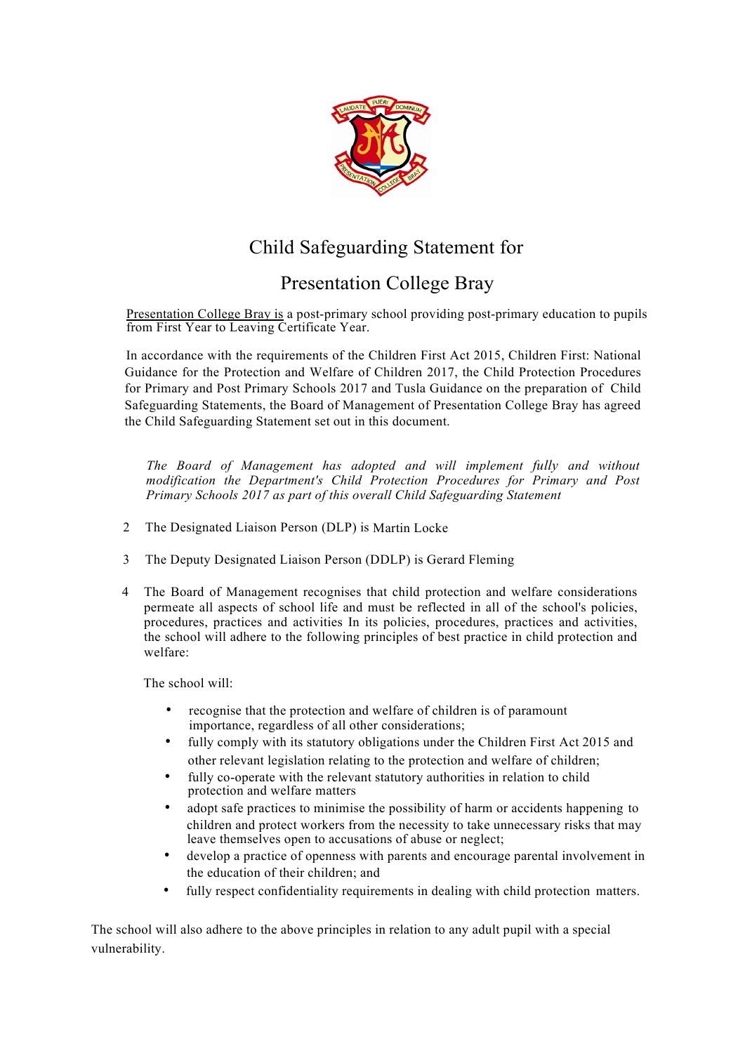# Child Safeguarding Statement for

# Presentation College Bray

Presentation College Bray is a post-primary school providing post-primary education to pupils from First Year to Leaving Certificate Year.

In accordance with the requirements of the Children First Act 2015, Children First: National Guidance for the Protection and Welfare of Children 2017, the Child Protection Procedures for Primary and Post Primary Schools 2017 and Tusla Guidance on the preparation of Child Safeguarding Statements, the Board of Management of Presentation College Bray has agreed the Child Safeguarding Statement set out in this document.

*The Board of Management has adopted and will implement fully and without modification the Department's Child Protection Procedures for Primary and Post Primary Schools 2017 as part of this overall Child Safeguarding Statement*

2 The Designated Liaison Person (DLP) is Martin Locke

3 The Deputy Designated Liaison Person (DDLP) is Gerard Fleming

4 The Board of Management recognises that child protection and welfare considerations permeate all aspects of school life and must be reflected in all of the school's policies, procedures, practices and activities In its policies, procedures, practices and activities, the school will adhere to the following principles of best practice in child protection and welfare:

The school will:

- recognise that the protection and welfare of children is of paramount importance, regardless of all other considerations;
- fully comply with its statutory obligations under the Children First Act 2015 and other relevant legislation relating to the protection and welfare of children;
- fully co-operate with the relevant statutory authorities in relation to child protection and welfare matters
- adopt safe practices to minimise the possibility of harm or accidents happening to children and protect workers from the necessity to take unnecessary risks that may leave themselves open to accusations of abuse or neglect;
- develop a practice of openness with parents and encourage parental involvement in the education of their children; and
- fully respect confidentiality requirements in dealing with child protection matters.

The school will also adhere to the above principles in relation to any adult pupil with a special vulnerability.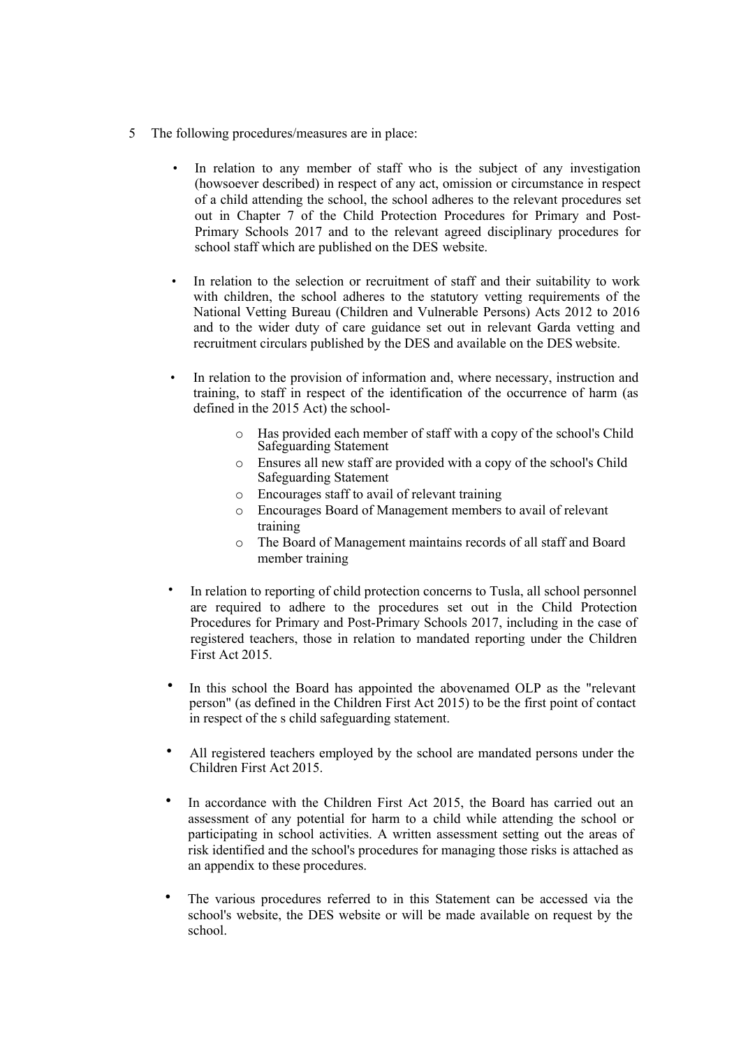5 The following procedures/measures are in place:

- In relation to any member of staff who is the subject of any investigation (howsoever described) in respect of any act, omission or circumstance in respect of a child attending the school, the school adheres to the relevant procedures set out in Chapter 7 of the Child Protection Procedures for Primary and Post-Primary Schools 2017 and to the relevant agreed disciplinary procedures for school staff which are published on the DES website.

- In relation to the selection or recruitment of staff and their suitability to work with children, the school adheres to the statutory vetting requirements of the National Vetting Bureau (Children and Vulnerable Persons) Acts 2012 to 2016 and to the wider duty of care guidance set out in relevant Garda vetting and recruitment circulars published by the DES and available on the DES website.

- In relation to the provision of information and, where necessary, instruction and training, to staff in respect of the identification of the occurrence of harm (as defined in the 2015 Act) the school-
    - Has provided each member of staff with a copy of the school's Child Safeguarding Statement
    - Ensures all new staff are provided with a copy of the school's Child Safeguarding Statement
    - Encourages staff to avail of relevant training
    - Encourages Board of Management members to avail of relevant training
    - The Board of Management maintains records of all staff and Board member training

- In relation to reporting of child protection concerns to Tusla, all school personnel are required to adhere to the procedures set out in the Child Protection Procedures for Primary and Post-Primary Schools 2017, including in the case of registered teachers, those in relation to mandated reporting under the Children First Act 2015.

- In this school the Board has appointed the abovenamed OLP as the "relevant person" (as defined in the Children First Act 2015) to be the first point of contact in respect of the s child safeguarding statement.

- All registered teachers employed by the school are mandated persons under the Children First Act 2015.

- In accordance with the Children First Act 2015, the Board has carried out an assessment of any potential for harm to a child while attending the school or participating in school activities. A written assessment setting out the areas of risk identified and the school's procedures for managing those risks is attached as an appendix to these procedures.

- The various procedures referred to in this Statement can be accessed via the school's website, the DES website or will be made available on request by the school.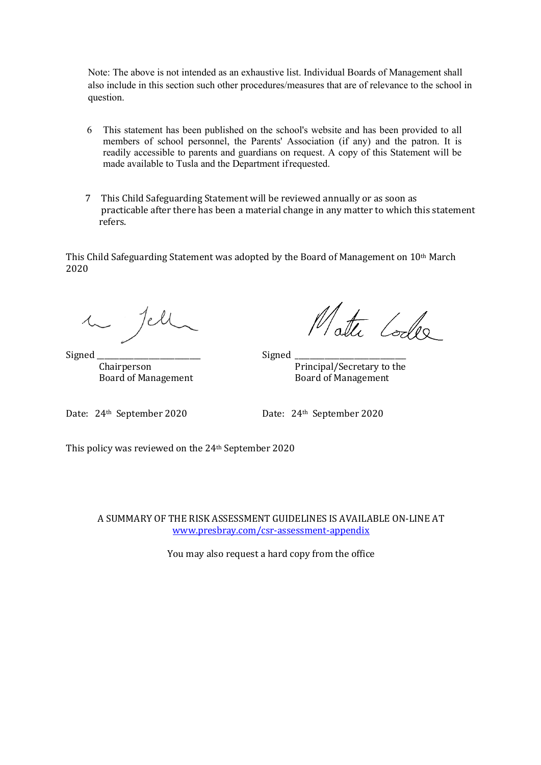Note: The above is not intended as an exhaustive list. Individual Boards of Management shall also include in this section such other procedures/measures that are of relevance to the school in question.

6 This statement has been published on the school's website and has been provided to all members of school personnel, the Parents' Association (if any) and the patron. It is readily accessible to parents and guardians on request. A copy of this Statement will be made available to Tusla and the Department if requested.

7 This Child Safeguarding Statement will be reviewed annually or as soon as practicable after there has been a material change in any matter to which this statement refers.

This Child Safeguarding Statement was adopted by the Board of Management on 10th March 2020

| | |
|---|---|
| Signed ________________________ | Signed ________________________ |
| Chairperson | Principal/Secretary to the |
| Board of Management | Board of Management |
| Date: 24th September 2020 | Date: 24th September 2020 |

This policy was reviewed on the 24th September 2020

A SUMMARY OF THE RISK ASSESSMENT GUIDELINES IS AVAILABLE ON-LINE AT [www.presbray.com/csr-assessment-appendix](http://www.presbray.com/csr-assessment-appendix)

You may also request a hard copy from the office